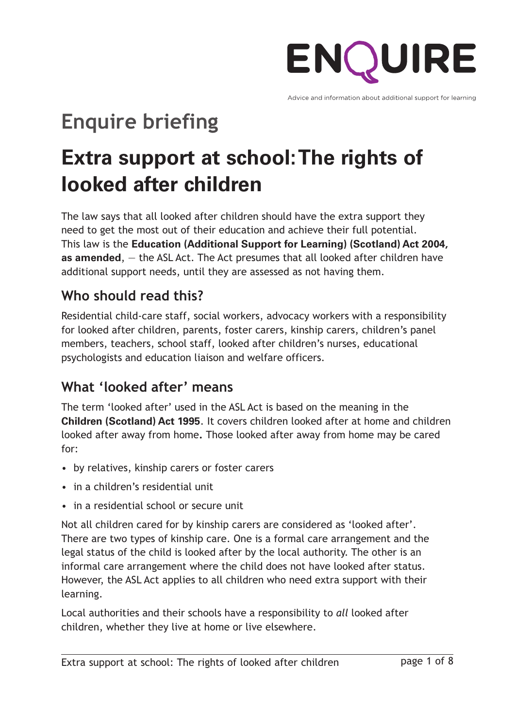# ENQUIRE

Advice and information about additional support for learning

## Enquire briefing

# Extra support at school: The rights of looked after children

The law says that all looked after children should have the extra support they need to get the most out of their education and achieve their full potential. This law is the **Education (Additional Support for Learning) (Scotland) Act 2004, as amended**, — the ASL Act. The Act presumes that all looked after children have additional support needs, until they are assessed as not having them.

## Who should read this?

Residential child-care staff, social workers, advocacy workers with a responsibility for looked after children, parents, foster carers, kinship carers, children's panel members, teachers, school staff, looked after children's nurses, educational psychologists and education liaison and welfare officers.

## What 'looked after' means

The term 'looked after' used in the ASL Act is based on the meaning in the **Children (Scotland) Act 1995**. It covers children looked after at home and children looked after away from home**.** Those looked after away from home may be cared for:

- by relatives, kinship carers or foster carers
- in a children's residential unit
- in a residential school or secure unit

Not all children cared for by kinship carers are considered as 'looked after'. There are two types of kinship care. One is a formal care arrangement and the legal status of the child is looked after by the local authority. The other is an informal care arrangement where the child does not have looked after status. However, the ASL Act applies to all children who need extra support with their learning.

Local authorities and their schools have a responsibility to *all* looked after children, whether they live at home or live elsewhere.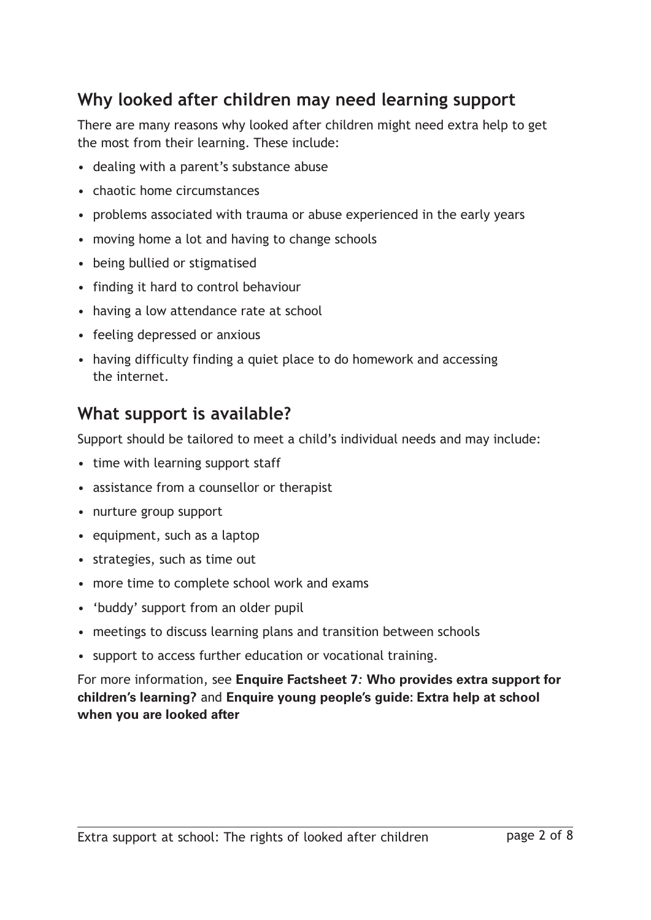## Why looked after children may need learning support

There are many reasons why looked after children might need extra help to get the most from their learning. These include:

- dealing with a parent's substance abuse
- chaotic home circumstances
- problems associated with trauma or abuse experienced in the early years
- moving home a lot and having to change schools
- being bullied or stigmatised
- finding it hard to control behaviour
- having a low attendance rate at school
- feeling depressed or anxious
- having difficulty finding a quiet place to do homework and accessing the internet.

## What support is available?

Support should be tailored to meet a child's individual needs and may include:

- time with learning support staff
- assistance from a counsellor or therapist
- nurture group support
- equipment, such as a laptop
- strategies, such as time out
- more time to complete school work and exams
- 'buddy' support from an older pupil
- meetings to discuss learning plans and transition between schools
- support to access further education or vocational training.

For more information, see **Enquire Factsheet 7: Who provides extra support for children's learning?** and **Enquire young people's guide: Extra help at school when you are looked after**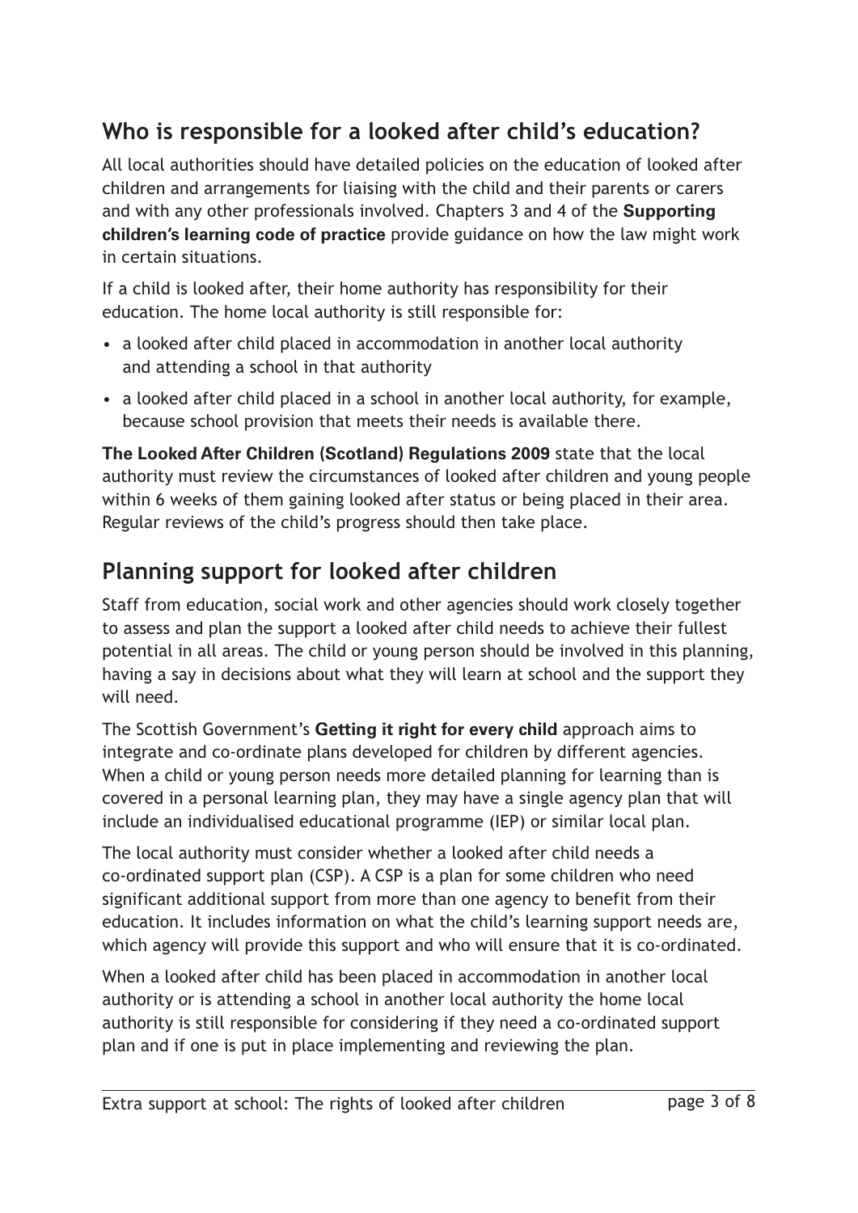## Who is responsible for a looked after child's education?

All local authorities should have detailed policies on the education of looked after children and arrangements for liaising with the child and their parents or carers and with any other professionals involved. Chapters 3 and 4 of the **Supporting children's learning code of practice** provide guidance on how the law might work in certain situations.

If a child is looked after, their home authority has responsibility for their education. The home local authority is still responsible for:

- a looked after child placed in accommodation in another local authority and attending a school in that authority
- a looked after child placed in a school in another local authority, for example, because school provision that meets their needs is available there.

**The Looked After Children (Scotland) Regulations 2009** state that the local authority must review the circumstances of looked after children and young people within 6 weeks of them gaining looked after status or being placed in their area. Regular reviews of the child's progress should then take place.

## Planning support for looked after children

Staff from education, social work and other agencies should work closely together to assess and plan the support a looked after child needs to achieve their fullest potential in all areas. The child or young person should be involved in this planning, having a say in decisions about what they will learn at school and the support they will need.

The Scottish Government's **Getting it right for every child** approach aims to integrate and co-ordinate plans developed for children by different agencies. When a child or young person needs more detailed planning for learning than is covered in a personal learning plan, they may have a single agency plan that will include an individualised educational programme (IEP) or similar local plan.

The local authority must consider whether a looked after child needs a co-ordinated support plan (CSP). A CSP is a plan for some children who need significant additional support from more than one agency to benefit from their education. It includes information on what the child's learning support needs are, which agency will provide this support and who will ensure that it is co-ordinated.

When a looked after child has been placed in accommodation in another local authority or is attending a school in another local authority the home local authority is still responsible for considering if they need a co-ordinated support plan and if one is put in place implementing and reviewing the plan.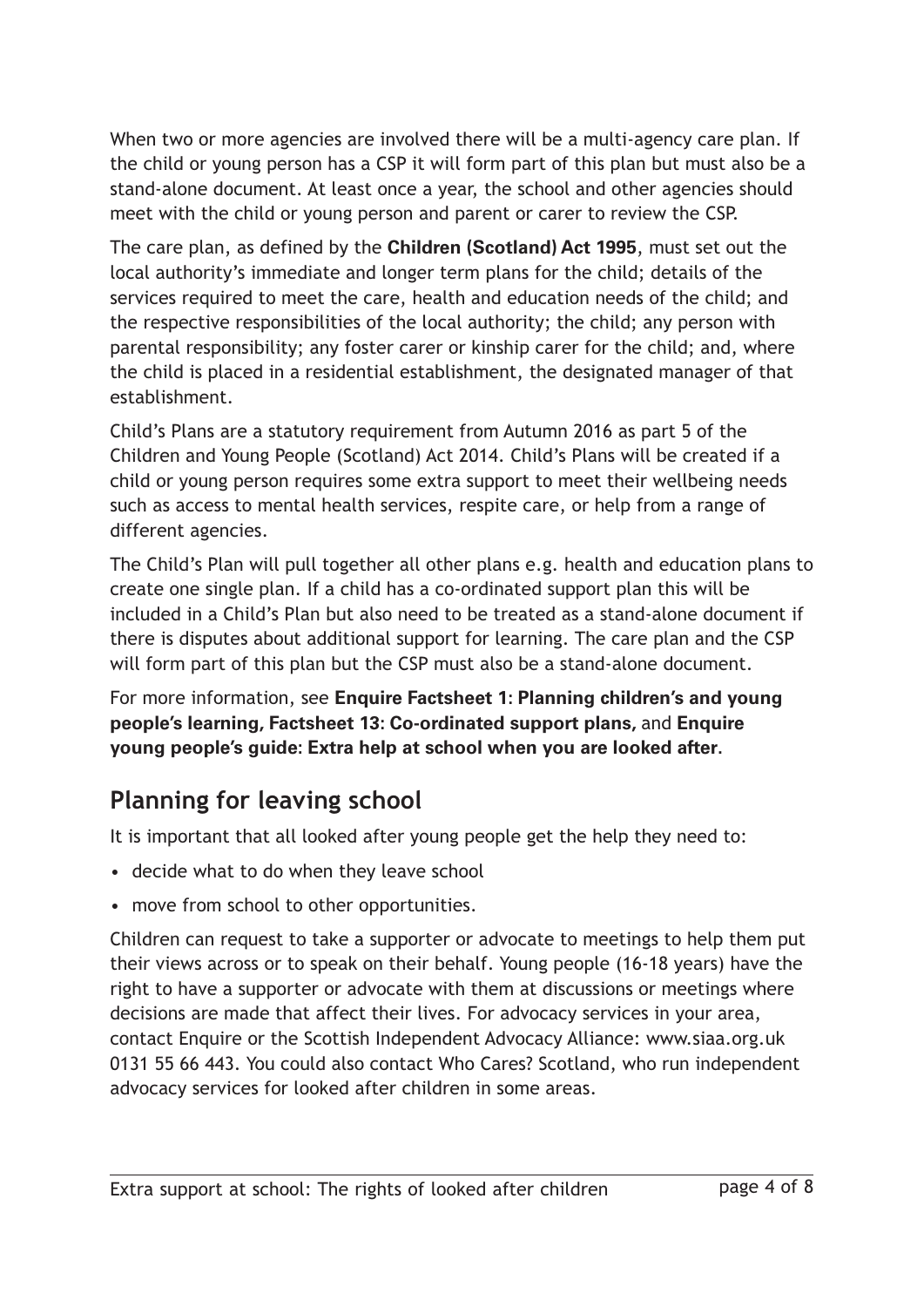When two or more agencies are involved there will be a multi-agency care plan. If the child or young person has a CSP it will form part of this plan but must also be a stand-alone document. At least once a year, the school and other agencies should meet with the child or young person and parent or carer to review the CSP.

The care plan, as defined by the **Children (Scotland) Act 1995**, must set out the local authority's immediate and longer term plans for the child; details of the services required to meet the care, health and education needs of the child; and the respective responsibilities of the local authority; the child; any person with parental responsibility; any foster carer or kinship carer for the child; and, where the child is placed in a residential establishment, the designated manager of that establishment.

Child's Plans are a statutory requirement from Autumn 2016 as part 5 of the Children and Young People (Scotland) Act 2014. Child's Plans will be created if a child or young person requires some extra support to meet their wellbeing needs such as access to mental health services, respite care, or help from a range of different agencies.

The Child's Plan will pull together all other plans e.g. health and education plans to create one single plan. If a child has a co-ordinated support plan this will be included in a Child's Plan but also need to be treated as a stand-alone document if there is disputes about additional support for learning. The care plan and the CSP will form part of this plan but the CSP must also be a stand-alone document.

For more information, see **Enquire Factsheet 1: Planning children's and young people's learning, Factsheet 13: Co-ordinated support plans,** and **Enquire young people's guide: Extra help at school when you are looked after**.

## Planning for leaving school

It is important that all looked after young people get the help they need to:

- decide what to do when they leave school
- move from school to other opportunities.

Children can request to take a supporter or advocate to meetings to help them put their views across or to speak on their behalf. Young people (16-18 years) have the right to have a supporter or advocate with them at discussions or meetings where decisions are made that affect their lives. For advocacy services in your area, contact Enquire or the Scottish Independent Advocacy Alliance: www.siaa.org.uk 0131 55 66 443. You could also contact Who Cares? Scotland, who run independent advocacy services for looked after children in some areas.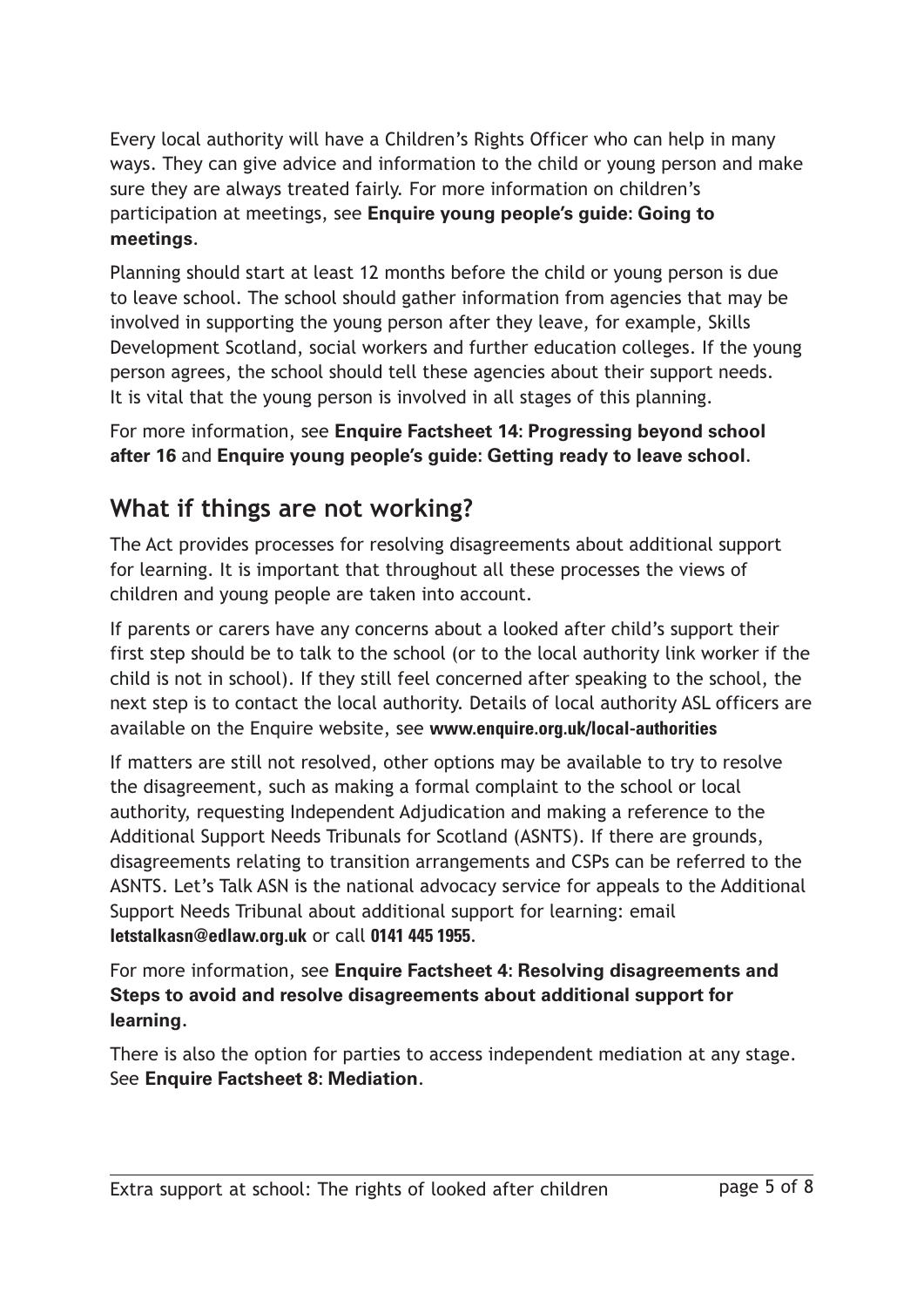Every local authority will have a Children's Rights Officer who can help in many ways. They can give advice and information to the child or young person and make sure they are always treated fairly. For more information on children's participation at meetings, see **Enquire young people's guide: Going to meetings**.

Planning should start at least 12 months before the child or young person is due to leave school. The school should gather information from agencies that may be involved in supporting the young person after they leave, for example, Skills Development Scotland, social workers and further education colleges. If the young person agrees, the school should tell these agencies about their support needs. It is vital that the young person is involved in all stages of this planning.

For more information, see **Enquire Factsheet 14: Progressing beyond school after 16** and **Enquire young people's guide: Getting ready to leave school**.

## What if things are not working?

The Act provides processes for resolving disagreements about additional support for learning. It is important that throughout all these processes the views of children and young people are taken into account.

If parents or carers have any concerns about a looked after child's support their first step should be to talk to the school (or to the local authority link worker if the child is not in school). If they still feel concerned after speaking to the school, the next step is to contact the local authority. Details of local authority ASL officers are available on the Enquire website, see **www.enquire.org.uk/local-authorities**

If matters are still not resolved, other options may be available to try to resolve the disagreement, such as making a formal complaint to the school or local authority, requesting Independent Adjudication and making a reference to the Additional Support Needs Tribunals for Scotland (ASNTS). If there are grounds, disagreements relating to transition arrangements and CSPs can be referred to the ASNTS. Let's Talk ASN is the national advocacy service for appeals to the Additional Support Needs Tribunal about additional support for learning: email **letstalkasn@edlaw.org.uk** or call **0141 445 1955**.

For more information, see **Enquire Factsheet 4: Resolving disagreements and Steps to avoid and resolve disagreements about additional support for learning**.

There is also the option for parties to access independent mediation at any stage. See **Enquire Factsheet 8: Mediation**.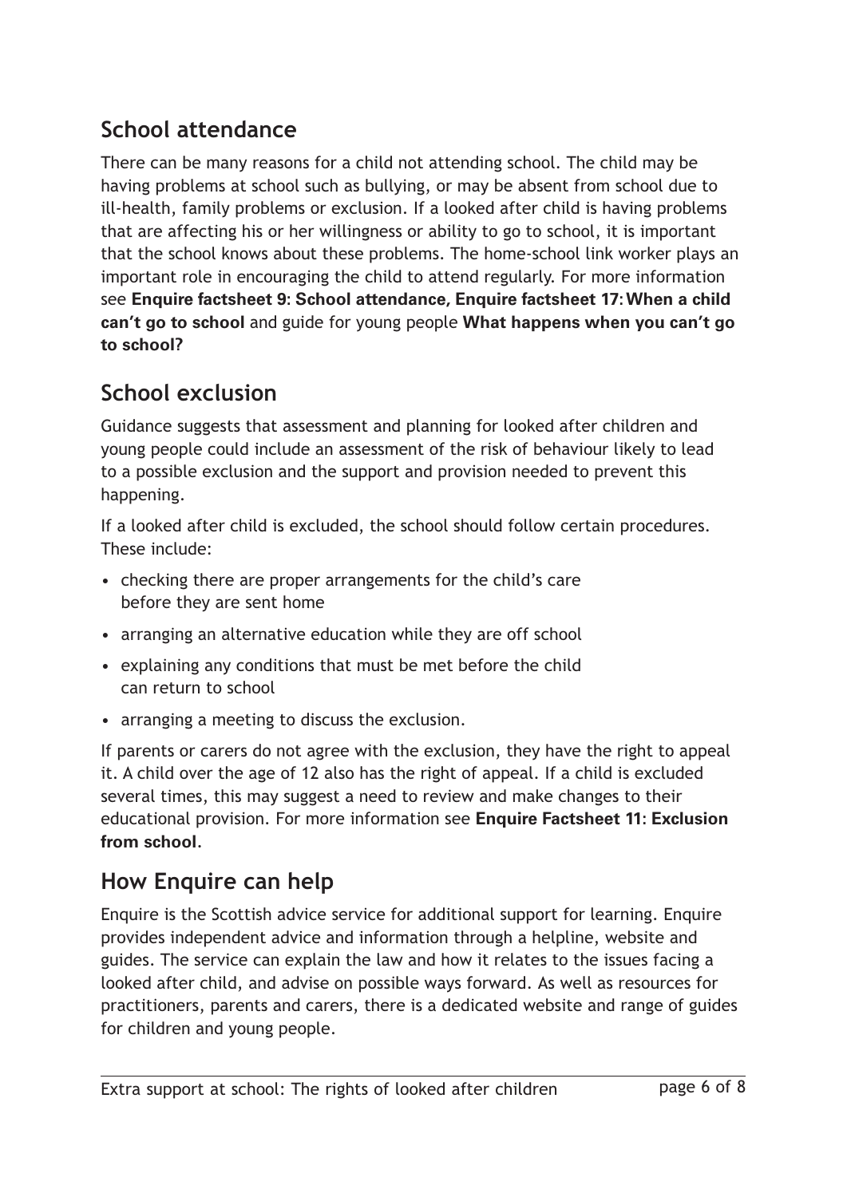## School attendance

There can be many reasons for a child not attending school. The child may be having problems at school such as bullying, or may be absent from school due to ill-health, family problems or exclusion. If a looked after child is having problems that are affecting his or her willingness or ability to go to school, it is important that the school knows about these problems. The home-school link worker plays an important role in encouraging the child to attend regularly. For more information see **Enquire factsheet 9: School attendance, Enquire factsheet 17: When a child can't go to school** and guide for young people **What happens when you can't go to school?**

## School exclusion

Guidance suggests that assessment and planning for looked after children and young people could include an assessment of the risk of behaviour likely to lead to a possible exclusion and the support and provision needed to prevent this happening.

If a looked after child is excluded, the school should follow certain procedures. These include:

- checking there are proper arrangements for the child's care before they are sent home
- arranging an alternative education while they are off school
- explaining any conditions that must be met before the child can return to school
- arranging a meeting to discuss the exclusion.

If parents or carers do not agree with the exclusion, they have the right to appeal it. A child over the age of 12 also has the right of appeal. If a child is excluded several times, this may suggest a need to review and make changes to their educational provision. For more information see **Enquire Factsheet 11: Exclusion from school**.

## How Enquire can help

Enquire is the Scottish advice service for additional support for learning. Enquire provides independent advice and information through a helpline, website and guides. The service can explain the law and how it relates to the issues facing a looked after child, and advise on possible ways forward. As well as resources for practitioners, parents and carers, there is a dedicated website and range of guides for children and young people.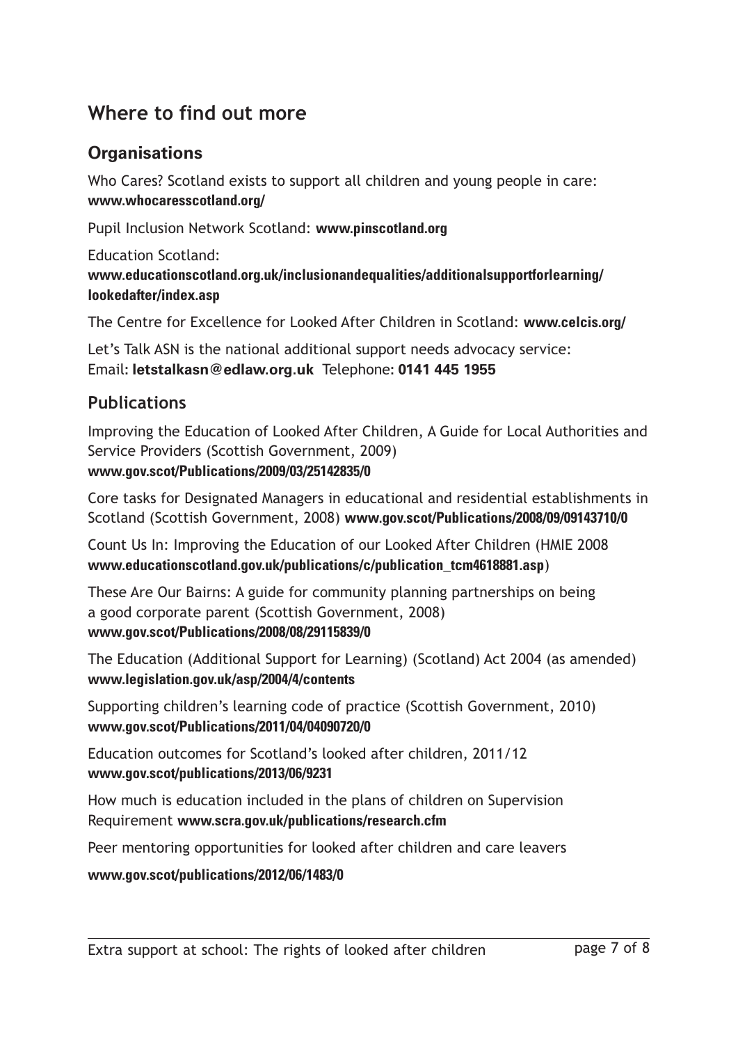## Where to find out more

### Organisations

Who Cares? Scotland exists to support all children and young people in care:
**www.whocaresscotland.org/**

Pupil Inclusion Network Scotland: **www.pinscotland.org**

Education Scotland:
**www.educationscotland.org.uk/inclusionandequalities/additionalsupportforlearning/lookedafter/index.asp**

The Centre for Excellence for Looked After Children in Scotland: **www.celcis.org/**

Let's Talk ASN is the national additional support needs advocacy service:
Email: **letstalkasn@edlaw.org.uk** Telephone: **0141 445 1955**

### Publications

Improving the Education of Looked After Children, A Guide for Local Authorities and Service Providers (Scottish Government, 2009)
**www.gov.scot/Publications/2009/03/25142835/0**

Core tasks for Designated Managers in educational and residential establishments in Scotland (Scottish Government, 2008) **www.gov.scot/Publications/2008/09/09143710/0**

Count Us In: Improving the Education of our Looked After Children (HMIE 2008 **www.educationscotland.gov.uk/publications/c/publication_tcm4618881.asp**)

These Are Our Bairns: A guide for community planning partnerships on being a good corporate parent (Scottish Government, 2008)
**www.gov.scot/Publications/2008/08/29115839/0**

The Education (Additional Support for Learning) (Scotland) Act 2004 (as amended)
**www.legislation.gov.uk/asp/2004/4/contents**

Supporting children's learning code of practice (Scottish Government, 2010)
**www.gov.scot/Publications/2011/04/04090720/0**

Education outcomes for Scotland's looked after children, 2011/12
**www.gov.scot/publications/2013/06/9231**

How much is education included in the plans of children on Supervision Requirement **www.scra.gov.uk/publications/research.cfm**

Peer mentoring opportunities for looked after children and care leavers

**www.gov.scot/publications/2012/06/1483/0**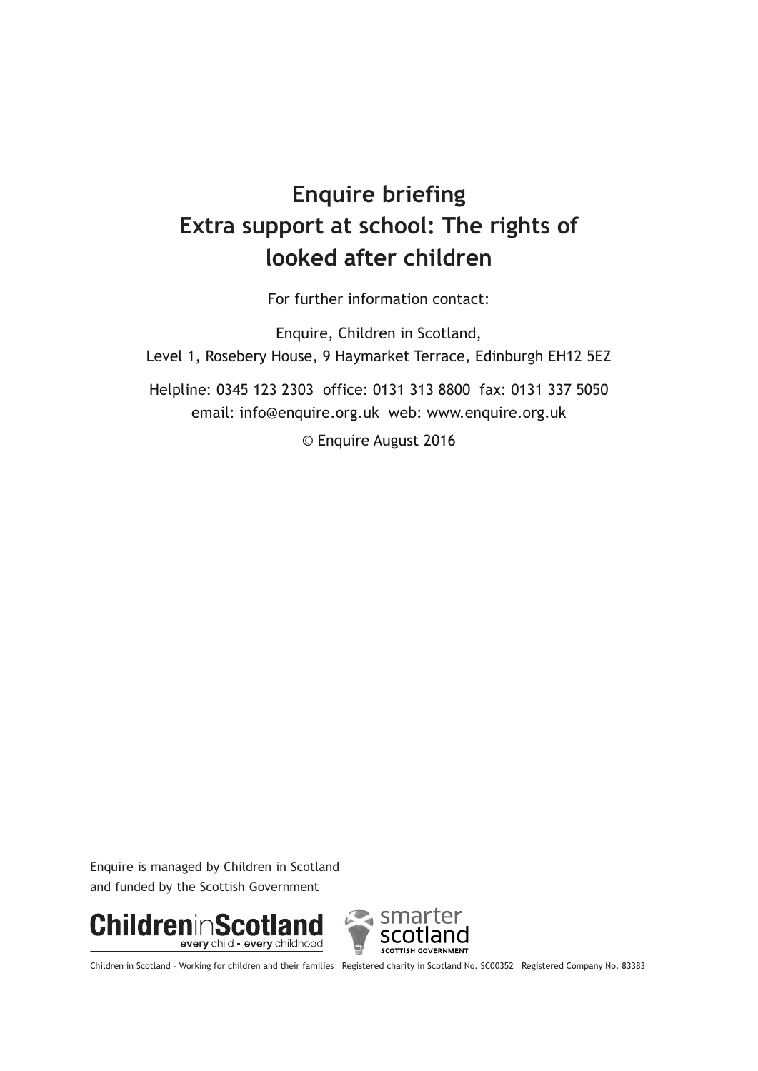# Enquire briefing
# Extra support at school: The rights of looked after children

For further information contact:

Enquire, Children in Scotland,
Level 1, Rosebery House, 9 Haymarket Terrace, Edinburgh EH12 5EZ

Helpline: 0345 123 2303 office: 0131 313 8800 fax: 0131 337 5050
email: info@enquire.org.uk web: www.enquire.org.uk

© Enquire August 2016

Enquire is managed by Children in Scotland
and funded by the Scottish Government

ChildreninScotland
every child - every childhood

smarter scotland
SCOTTISH GOVERNMENT

Children in Scotland – Working for children and their families Registered charity in Scotland No. SC00352 Registered Company No. 83383